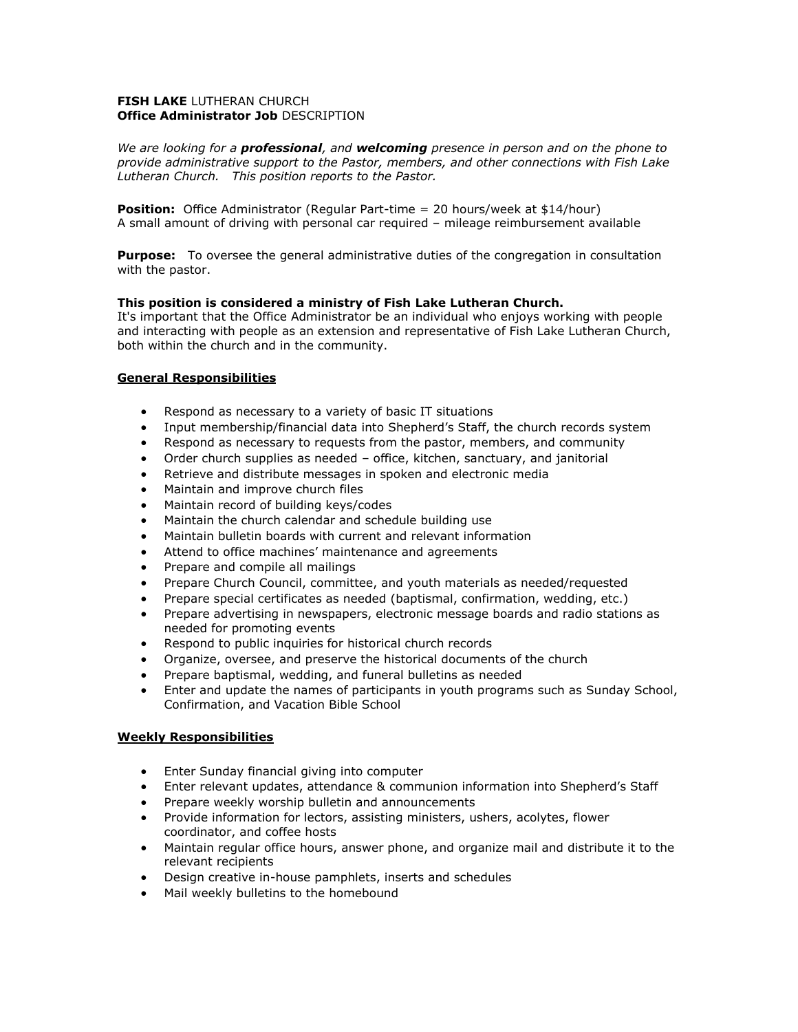**FISH LAKE** LUTHERAN CHURCH
**Office Administrator Job** DESCRIPTION

*We are looking for a* ***professional****, and* ***welcoming*** *presence in person and on the phone to provide administrative support to the Pastor, members, and other connections with Fish Lake Lutheran Church. This position reports to the Pastor.*

**Position:** Office Administrator (Regular Part-time = 20 hours/week at $14/hour)
A small amount of driving with personal car required – mileage reimbursement available

**Purpose:** To oversee the general administrative duties of the congregation in consultation with the pastor.

**This position is considered a ministry of Fish Lake Lutheran Church.**
It's important that the Office Administrator be an individual who enjoys working with people and interacting with people as an extension and representative of Fish Lake Lutheran Church, both within the church and in the community.

## General Responsibilities

- Respond as necessary to a variety of basic IT situations
- Input membership/financial data into Shepherd's Staff, the church records system
- Respond as necessary to requests from the pastor, members, and community
- Order church supplies as needed – office, kitchen, sanctuary, and janitorial
- Retrieve and distribute messages in spoken and electronic media
- Maintain and improve church files
- Maintain record of building keys/codes
- Maintain the church calendar and schedule building use
- Maintain bulletin boards with current and relevant information
- Attend to office machines' maintenance and agreements
- Prepare and compile all mailings
- Prepare Church Council, committee, and youth materials as needed/requested
- Prepare special certificates as needed (baptismal, confirmation, wedding, etc.)
- Prepare advertising in newspapers, electronic message boards and radio stations as needed for promoting events
- Respond to public inquiries for historical church records
- Organize, oversee, and preserve the historical documents of the church
- Prepare baptismal, wedding, and funeral bulletins as needed
- Enter and update the names of participants in youth programs such as Sunday School, Confirmation, and Vacation Bible School

## Weekly Responsibilities

- Enter Sunday financial giving into computer
- Enter relevant updates, attendance & communion information into Shepherd's Staff
- Prepare weekly worship bulletin and announcements
- Provide information for lectors, assisting ministers, ushers, acolytes, flower coordinator, and coffee hosts
- Maintain regular office hours, answer phone, and organize mail and distribute it to the relevant recipients
- Design creative in-house pamphlets, inserts and schedules
- Mail weekly bulletins to the homebound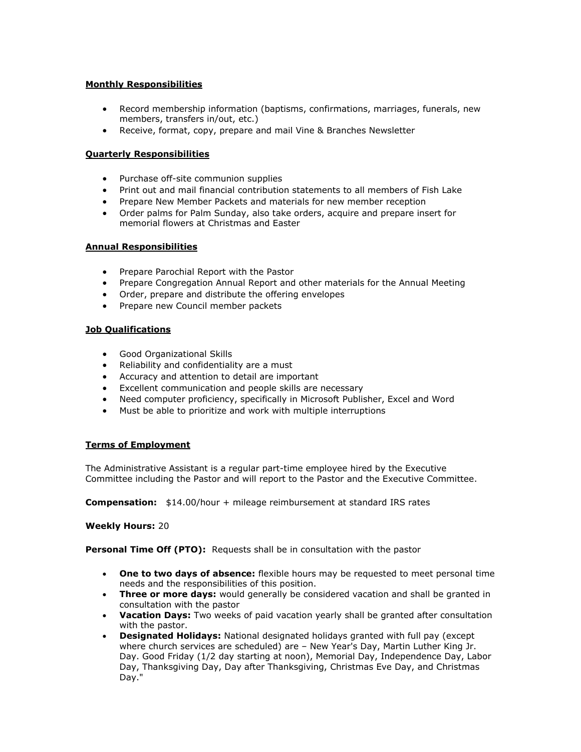**Monthly Responsibilities**

- Record membership information (baptisms, confirmations, marriages, funerals, new members, transfers in/out, etc.)
- Receive, format, copy, prepare and mail Vine & Branches Newsletter

**Quarterly Responsibilities**

- Purchase off-site communion supplies
- Print out and mail financial contribution statements to all members of Fish Lake
- Prepare New Member Packets and materials for new member reception
- Order palms for Palm Sunday, also take orders, acquire and prepare insert for memorial flowers at Christmas and Easter

**Annual Responsibilities**

- Prepare Parochial Report with the Pastor
- Prepare Congregation Annual Report and other materials for the Annual Meeting
- Order, prepare and distribute the offering envelopes
- Prepare new Council member packets

**Job Qualifications**

- Good Organizational Skills
- Reliability and confidentiality are a must
- Accuracy and attention to detail are important
- Excellent communication and people skills are necessary
- Need computer proficiency, specifically in Microsoft Publisher, Excel and Word
- Must be able to prioritize and work with multiple interruptions

**Terms of Employment**

The Administrative Assistant is a regular part-time employee hired by the Executive Committee including the Pastor and will report to the Pastor and the Executive Committee.

**Compensation:** $14.00/hour + mileage reimbursement at standard IRS rates

**Weekly Hours:** 20

**Personal Time Off (PTO):** Requests shall be in consultation with the pastor

- **One to two days of absence:** flexible hours may be requested to meet personal time needs and the responsibilities of this position.
- **Three or more days:** would generally be considered vacation and shall be granted in consultation with the pastor
- **Vacation Days:** Two weeks of paid vacation yearly shall be granted after consultation with the pastor.
- **Designated Holidays:** National designated holidays granted with full pay (except where church services are scheduled) are – New Year's Day, Martin Luther King Jr. Day. Good Friday (1/2 day starting at noon), Memorial Day, Independence Day, Labor Day, Thanksgiving Day, Day after Thanksgiving, Christmas Eve Day, and Christmas Day."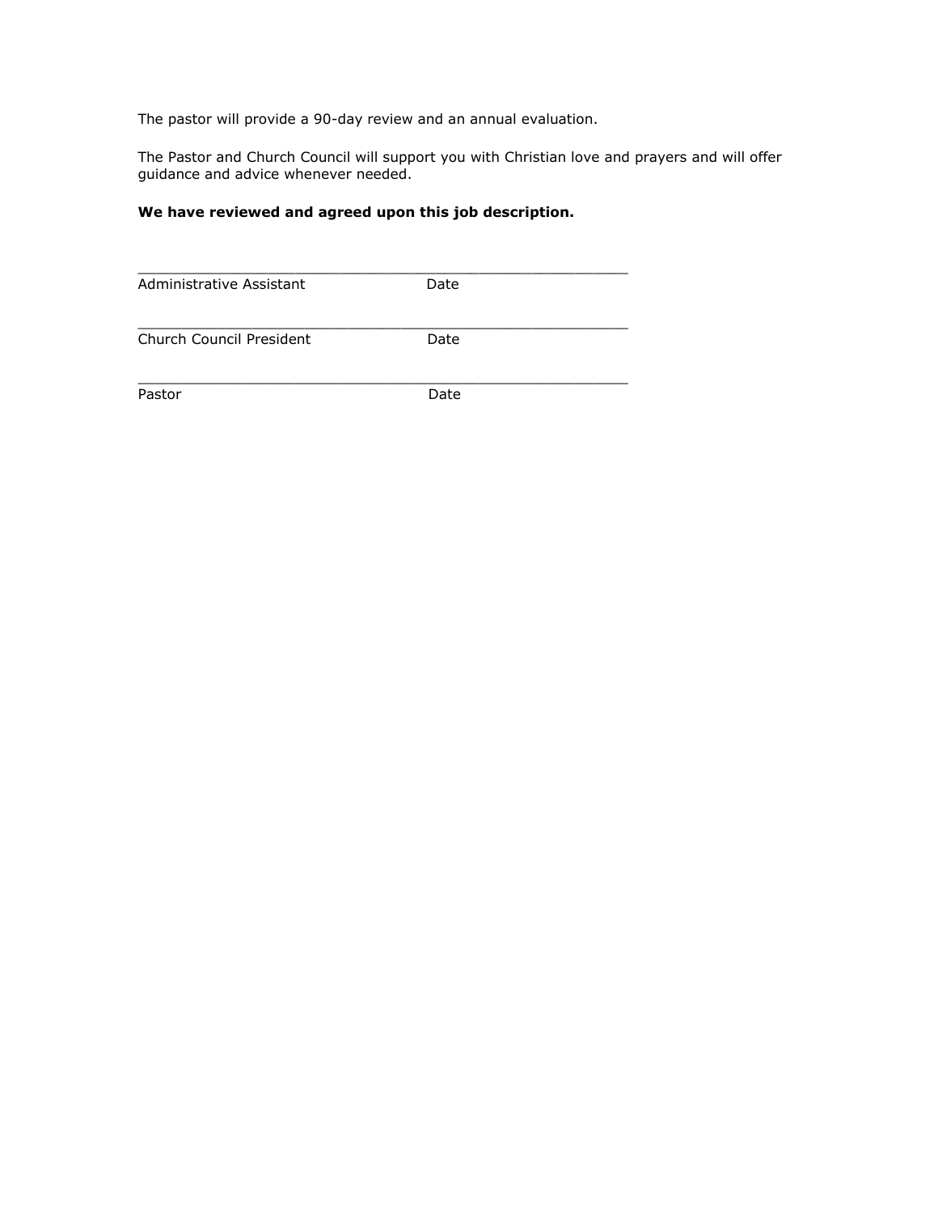The pastor will provide a 90-day review and an annual evaluation.

The Pastor and Church Council will support you with Christian love and prayers and will offer guidance and advice whenever needed.

**We have reviewed and agreed upon this job description.**

\_\_\_\_\_\_\_\_\_\_\_\_\_\_\_\_\_\_\_\_\_\_\_\_\_\_\_\_\_\_\_\_\_\_\_\_\_\_\_\_\_\_\_\_\_\_\_\_\_\_\_\_\_\_\_\_\_\_\_\_

Administrative Assistant                    Date

\_\_\_\_\_\_\_\_\_\_\_\_\_\_\_\_\_\_\_\_\_\_\_\_\_\_\_\_\_\_\_\_\_\_\_\_\_\_\_\_\_\_\_\_\_\_\_\_\_\_\_\_\_\_\_\_\_\_\_\_

Church Council President                    Date

\_\_\_\_\_\_\_\_\_\_\_\_\_\_\_\_\_\_\_\_\_\_\_\_\_\_\_\_\_\_\_\_\_\_\_\_\_\_\_\_\_\_\_\_\_\_\_\_\_\_\_\_\_\_\_\_\_\_\_\_

Pastor                    Date